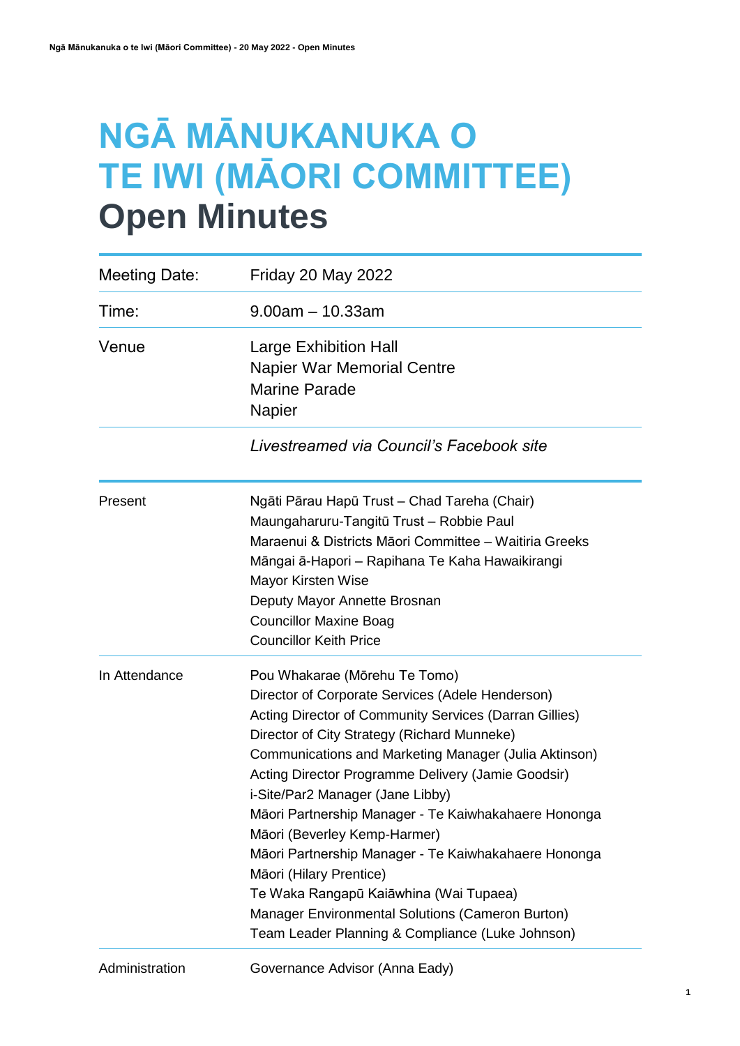# NGĀ MĀNUKANUKA O TE IWI (MĀORI COMMITTEE)
## Open Minutes

| | |
|---|---|
| Meeting Date: | Friday 20 May 2022 |
| Time: | 9.00am – 10.33am |
| Venue | Large Exhibition Hall<br>Napier War Memorial Centre<br>Marine Parade<br>Napier |
| | *Livestreamed via Council's Facebook site* |

| | |
|---|---|
| Present | Ngāti Pārau Hapū Trust – Chad Tareha (Chair)<br>Maungaharuru-Tangitū Trust – Robbie Paul<br>Maraenui & Districts Māori Committee – Waitiria Greeks<br>Māngai ā-Hapori – Rapihana Te Kaha Hawaikirangi<br>Mayor Kirsten Wise<br>Deputy Mayor Annette Brosnan<br>Councillor Maxine Boag<br>Councillor Keith Price |
| In Attendance | Pou Whakarae (Mōrehu Te Tomo)<br>Director of Corporate Services (Adele Henderson)<br>Acting Director of Community Services (Darran Gillies)<br>Director of City Strategy (Richard Munneke)<br>Communications and Marketing Manager (Julia Aktinson)<br>Acting Director Programme Delivery (Jamie Goodsir)<br>i-Site/Par2 Manager (Jane Libby)<br>Māori Partnership Manager - Te Kaiwhakahaere Hononga Māori (Beverley Kemp-Harmer)<br>Māori Partnership Manager - Te Kaiwhakahaere Hononga Māori (Hilary Prentice)<br>Te Waka Rangapū Kaiāwhina (Wai Tupaea)<br>Manager Environmental Solutions (Cameron Burton)<br>Team Leader Planning & Compliance (Luke Johnson) |
| Administration | Governance Advisor (Anna Eady) |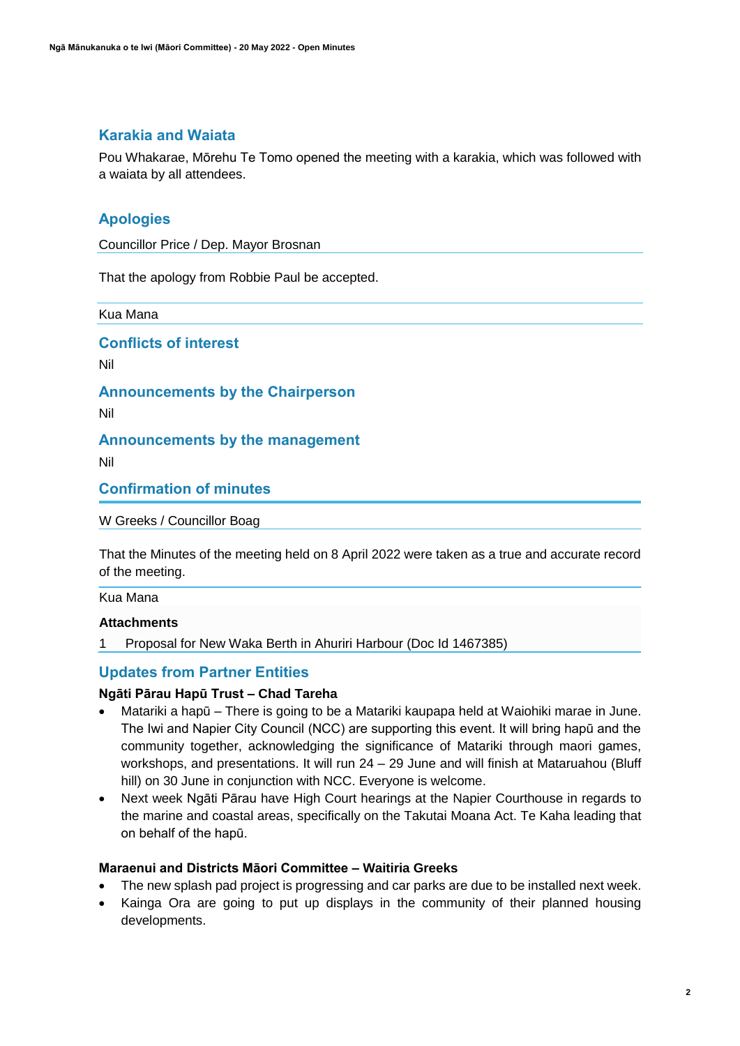## Karakia and Waiata

Pou Whakarae, Mōrehu Te Tomo opened the meeting with a karakia, which was followed with a waiata by all attendees.

## Apologies

Councillor Price / Dep. Mayor Brosnan

That the apology from Robbie Paul be accepted.

Kua Mana

## Conflicts of interest

Nil

## Announcements by the Chairperson

Nil

## Announcements by the management

Nil

## Confirmation of minutes

W Greeks / Councillor Boag

That the Minutes of the meeting held on 8 April 2022 were taken as a true and accurate record of the meeting.

Kua Mana

**Attachments**

1 Proposal for New Waka Berth in Ahuriri Harbour (Doc Id 1467385)

## Updates from Partner Entities

**Ngāti Pārau Hapū Trust – Chad Tareha**

- Matariki a hapū – There is going to be a Matariki kaupapa held at Waiohiki marae in June. The Iwi and Napier City Council (NCC) are supporting this event. It will bring hapū and the community together, acknowledging the significance of Matariki through maori games, workshops, and presentations. It will run 24 – 29 June and will finish at Mataruahou (Bluff hill) on 30 June in conjunction with NCC. Everyone is welcome.
- Next week Ngāti Pārau have High Court hearings at the Napier Courthouse in regards to the marine and coastal areas, specifically on the Takutai Moana Act. Te Kaha leading that on behalf of the hapū.

**Maraenui and Districts Māori Committee – Waitiria Greeks**

- The new splash pad project is progressing and car parks are due to be installed next week.
- Kainga Ora are going to put up displays in the community of their planned housing developments.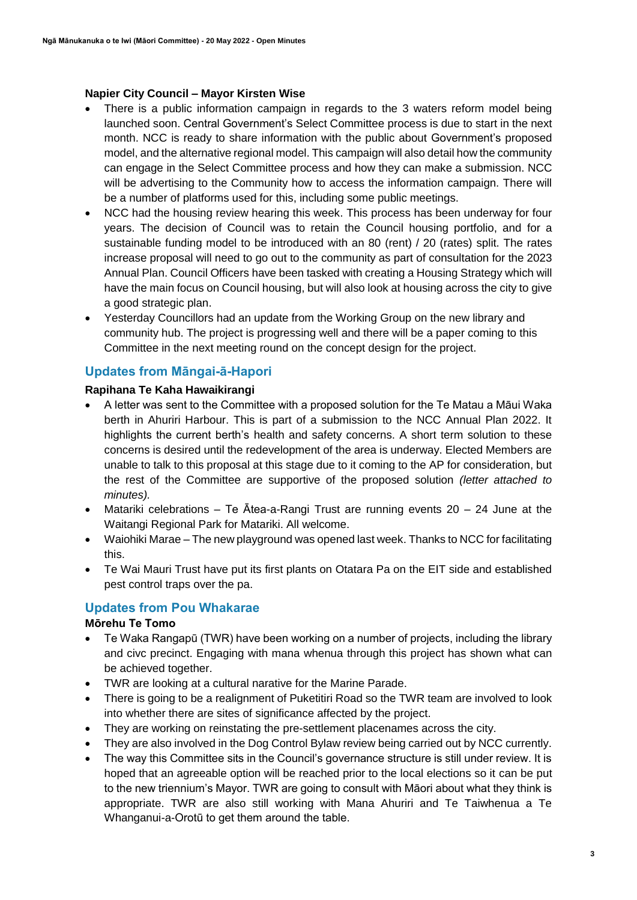**Napier City Council – Mayor Kirsten Wise**

- There is a public information campaign in regards to the 3 waters reform model being launched soon. Central Government's Select Committee process is due to start in the next month. NCC is ready to share information with the public about Government's proposed model, and the alternative regional model. This campaign will also detail how the community can engage in the Select Committee process and how they can make a submission. NCC will be advertising to the Community how to access the information campaign. There will be a number of platforms used for this, including some public meetings.
- NCC had the housing review hearing this week. This process has been underway for four years. The decision of Council was to retain the Council housing portfolio, and for a sustainable funding model to be introduced with an 80 (rent) / 20 (rates) split. The rates increase proposal will need to go out to the community as part of consultation for the 2023 Annual Plan. Council Officers have been tasked with creating a Housing Strategy which will have the main focus on Council housing, but will also look at housing across the city to give a good strategic plan.
- Yesterday Councillors had an update from the Working Group on the new library and community hub. The project is progressing well and there will be a paper coming to this Committee in the next meeting round on the concept design for the project.

## Updates from Māngai-ā-Hapori

**Rapihana Te Kaha Hawaikirangi**

- A letter was sent to the Committee with a proposed solution for the Te Matau a Māui Waka berth in Ahuriri Harbour. This is part of a submission to the NCC Annual Plan 2022. It highlights the current berth's health and safety concerns. A short term solution to these concerns is desired until the redevelopment of the area is underway. Elected Members are unable to talk to this proposal at this stage due to it coming to the AP for consideration, but the rest of the Committee are supportive of the proposed solution *(letter attached to minutes)*.
- Matariki celebrations – Te Ātea-a-Rangi Trust are running events 20 – 24 June at the Waitangi Regional Park for Matariki. All welcome.
- Waiohiki Marae – The new playground was opened last week. Thanks to NCC for facilitating this.
- Te Wai Mauri Trust have put its first plants on Otatara Pa on the EIT side and established pest control traps over the pa.

## Updates from Pou Whakarae

**Mōrehu Te Tomo**

- Te Waka Rangapū (TWR) have been working on a number of projects, including the library and civc precinct. Engaging with mana whenua through this project has shown what can be achieved together.
- TWR are looking at a cultural narative for the Marine Parade.
- There is going to be a realignment of Puketitiri Road so the TWR team are involved to look into whether there are sites of significance affected by the project.
- They are working on reinstating the pre-settlement placenames across the city.
- They are also involved in the Dog Control Bylaw review being carried out by NCC currently.
- The way this Committee sits in the Council's governance structure is still under review. It is hoped that an agreeable option will be reached prior to the local elections so it can be put to the new triennium's Mayor. TWR are going to consult with Māori about what they think is appropriate. TWR are also still working with Mana Ahuriri and Te Taiwhenua a Te Whanganui-a-Orotū to get them around the table.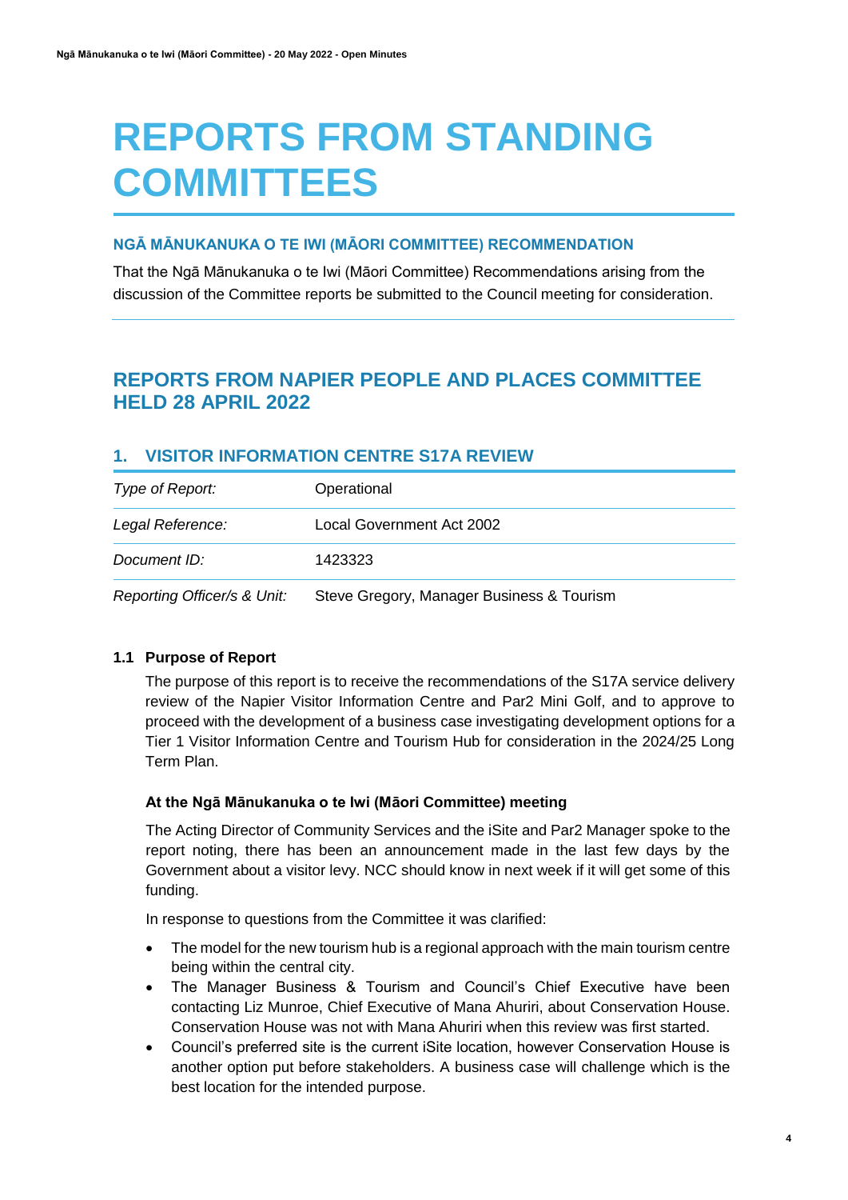# REPORTS FROM STANDING COMMITTEES

### NGĀ MĀNUKANUKA O TE IWI (MĀORI COMMITTEE) RECOMMENDATION

That the Ngā Mānukanuka o te Iwi (Māori Committee) Recommendations arising from the discussion of the Committee reports be submitted to the Council meeting for consideration.

---

## REPORTS FROM NAPIER PEOPLE AND PLACES COMMITTEE HELD 28 APRIL 2022

### 1. VISITOR INFORMATION CENTRE S17A REVIEW

| | |
|---|---|
| *Type of Report:* | Operational |
| *Legal Reference:* | Local Government Act 2002 |
| *Document ID:* | 1423323 |
| *Reporting Officer/s & Unit:* | Steve Gregory, Manager Business & Tourism |

**1.1 Purpose of Report**

The purpose of this report is to receive the recommendations of the S17A service delivery review of the Napier Visitor Information Centre and Par2 Mini Golf, and to approve to proceed with the development of a business case investigating development options for a Tier 1 Visitor Information Centre and Tourism Hub for consideration in the 2024/25 Long Term Plan.

**At the Ngā Mānukanuka o te Iwi (Māori Committee) meeting**

The Acting Director of Community Services and the iSite and Par2 Manager spoke to the report noting, there has been an announcement made in the last few days by the Government about a visitor levy. NCC should know in next week if it will get some of this funding.

In response to questions from the Committee it was clarified:

- The model for the new tourism hub is a regional approach with the main tourism centre being within the central city.
- The Manager Business & Tourism and Council's Chief Executive have been contacting Liz Munroe, Chief Executive of Mana Ahuriri, about Conservation House. Conservation House was not with Mana Ahuriri when this review was first started.
- Council's preferred site is the current iSite location, however Conservation House is another option put before stakeholders. A business case will challenge which is the best location for the intended purpose.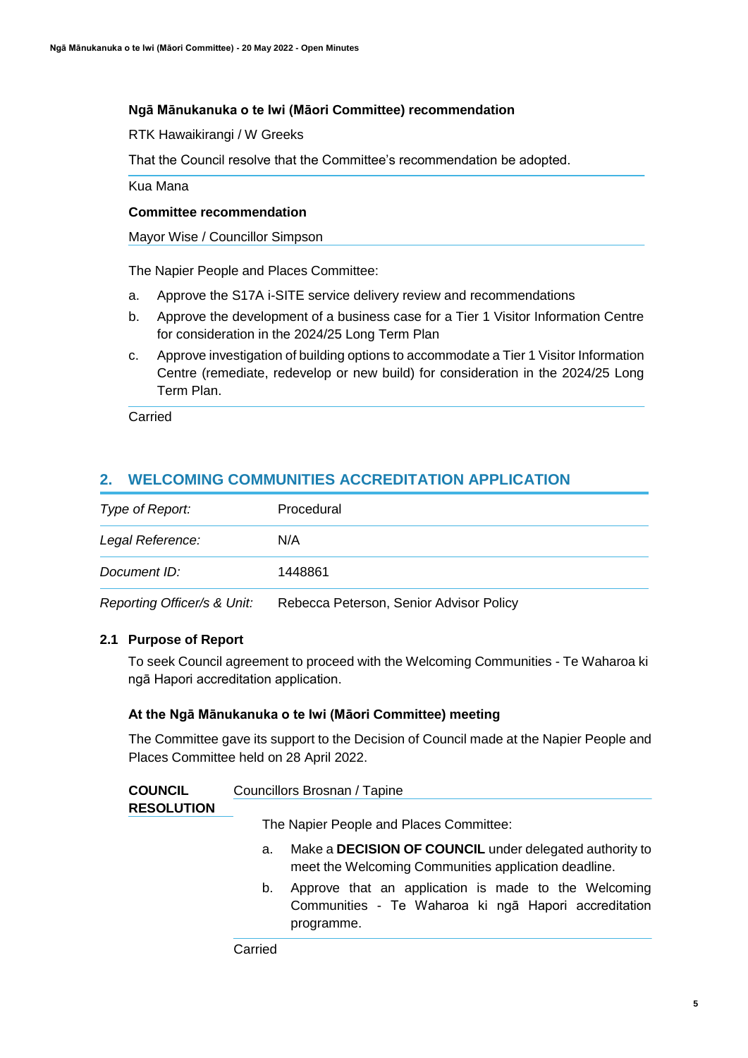**Ngā Mānukanuka o te Iwi (Māori Committee) recommendation**

RTK Hawaikirangi / W Greeks

That the Council resolve that the Committee's recommendation be adopted.

Kua Mana

**Committee recommendation**

Mayor Wise / Councillor Simpson

The Napier People and Places Committee:

a. Approve the S17A i-SITE service delivery review and recommendations

b. Approve the development of a business case for a Tier 1 Visitor Information Centre for consideration in the 2024/25 Long Term Plan

c. Approve investigation of building options to accommodate a Tier 1 Visitor Information Centre (remediate, redevelop or new build) for consideration in the 2024/25 Long Term Plan.

Carried

## 2. WELCOMING COMMUNITIES ACCREDITATION APPLICATION

| | |
|---|---|
| *Type of Report:* | Procedural |
| *Legal Reference:* | N/A |
| *Document ID:* | 1448861 |
| *Reporting Officer/s & Unit:* | Rebecca Peterson, Senior Advisor Policy |

### 2.1 Purpose of Report

To seek Council agreement to proceed with the Welcoming Communities - Te Waharoa ki ngā Hapori accreditation application.

**At the Ngā Mānukanuka o te Iwi (Māori Committee) meeting**

The Committee gave its support to the Decision of Council made at the Napier People and Places Committee held on 28 April 2022.

**COUNCIL RESOLUTION**

Councillors Brosnan / Tapine

The Napier People and Places Committee:

a. Make a **DECISION OF COUNCIL** under delegated authority to meet the Welcoming Communities application deadline.

b. Approve that an application is made to the Welcoming Communities - Te Waharoa ki ngā Hapori accreditation programme.

Carried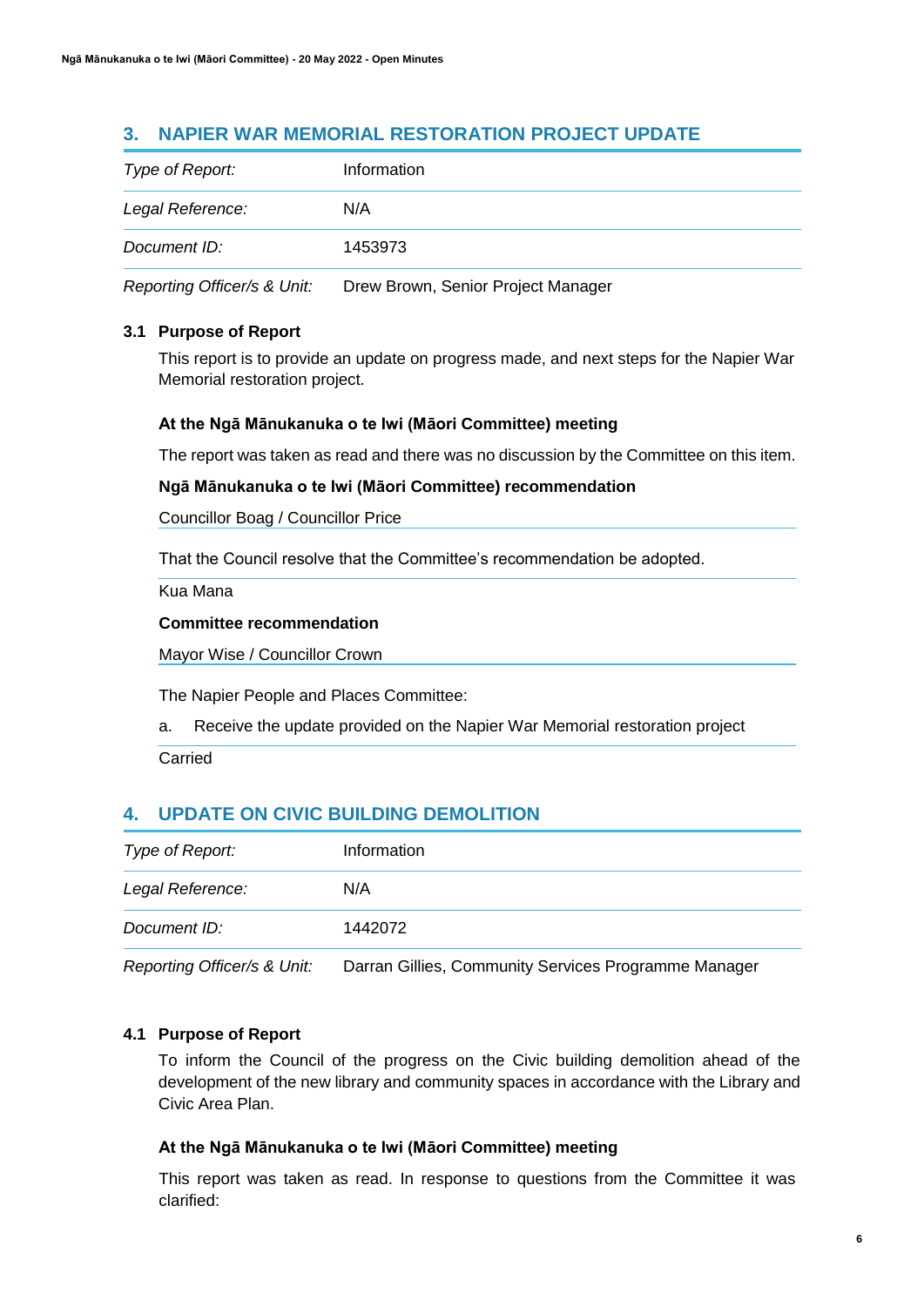## 3. NAPIER WAR MEMORIAL RESTORATION PROJECT UPDATE

| *Type of Report:* | Information |
|---|---|
| *Legal Reference:* | N/A |
| *Document ID:* | 1453973 |
| *Reporting Officer/s & Unit:* | Drew Brown, Senior Project Manager |

### 3.1 Purpose of Report

This report is to provide an update on progress made, and next steps for the Napier War Memorial restoration project.

**At the Ngā Mānukanuka o te Iwi (Māori Committee) meeting**

The report was taken as read and there was no discussion by the Committee on this item.

**Ngā Mānukanuka o te Iwi (Māori Committee) recommendation**

Councillor Boag / Councillor Price

That the Council resolve that the Committee's recommendation be adopted.

Kua Mana

**Committee recommendation**

Mayor Wise / Councillor Crown

The Napier People and Places Committee:

a. Receive the update provided on the Napier War Memorial restoration project

Carried

## 4. UPDATE ON CIVIC BUILDING DEMOLITION

| *Type of Report:* | Information |
|---|---|
| *Legal Reference:* | N/A |
| *Document ID:* | 1442072 |
| *Reporting Officer/s & Unit:* | Darran Gillies, Community Services Programme Manager |

### 4.1 Purpose of Report

To inform the Council of the progress on the Civic building demolition ahead of the development of the new library and community spaces in accordance with the Library and Civic Area Plan.

**At the Ngā Mānukanuka o te Iwi (Māori Committee) meeting**

This report was taken as read. In response to questions from the Committee it was clarified: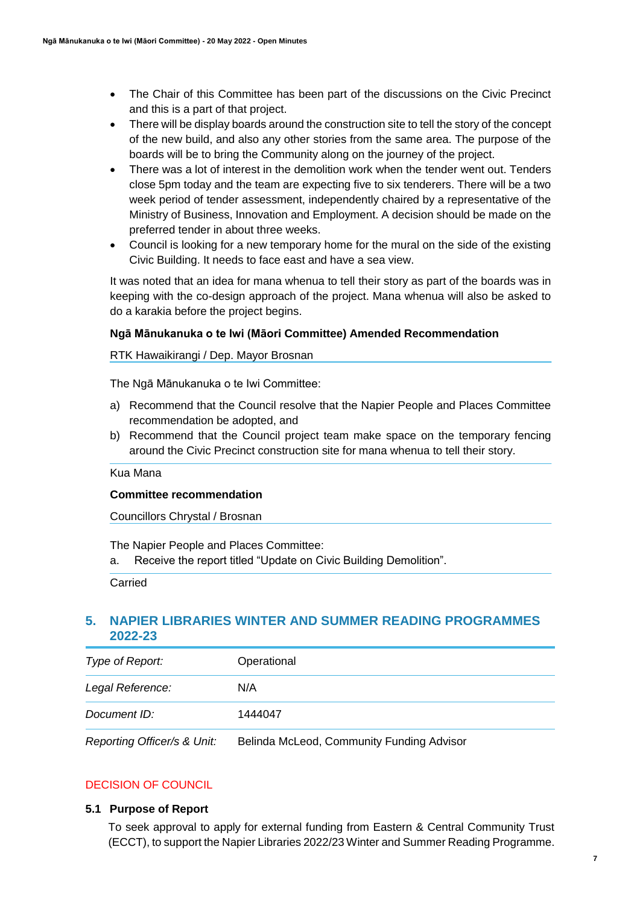- The Chair of this Committee has been part of the discussions on the Civic Precinct and this is a part of that project.
- There will be display boards around the construction site to tell the story of the concept of the new build, and also any other stories from the same area. The purpose of the boards will be to bring the Community along on the journey of the project.
- There was a lot of interest in the demolition work when the tender went out. Tenders close 5pm today and the team are expecting five to six tenderers. There will be a two week period of tender assessment, independently chaired by a representative of the Ministry of Business, Innovation and Employment. A decision should be made on the preferred tender in about three weeks.
- Council is looking for a new temporary home for the mural on the side of the existing Civic Building. It needs to face east and have a sea view.

It was noted that an idea for mana whenua to tell their story as part of the boards was in keeping with the co-design approach of the project. Mana whenua will also be asked to do a karakia before the project begins.

**Ngā Mānukanuka o te Iwi (Māori Committee) Amended Recommendation**

RTK Hawaikirangi / Dep. Mayor Brosnan

The Ngā Mānukanuka o te Iwi Committee:

a) Recommend that the Council resolve that the Napier People and Places Committee recommendation be adopted, and
b) Recommend that the Council project team make space on the temporary fencing around the Civic Precinct construction site for mana whenua to tell their story.

Kua Mana

**Committee recommendation**

Councillors Chrystal / Brosnan

The Napier People and Places Committee:

a. Receive the report titled "Update on Civic Building Demolition".

Carried

## 5. NAPIER LIBRARIES WINTER AND SUMMER READING PROGRAMMES 2022-23

| | |
|---|---|
| *Type of Report:* | Operational |
| *Legal Reference:* | N/A |
| *Document ID:* | 1444047 |
| *Reporting Officer/s & Unit:* | Belinda McLeod, Community Funding Advisor |

DECISION OF COUNCIL

### 5.1 Purpose of Report

To seek approval to apply for external funding from Eastern & Central Community Trust (ECCT), to support the Napier Libraries 2022/23 Winter and Summer Reading Programme.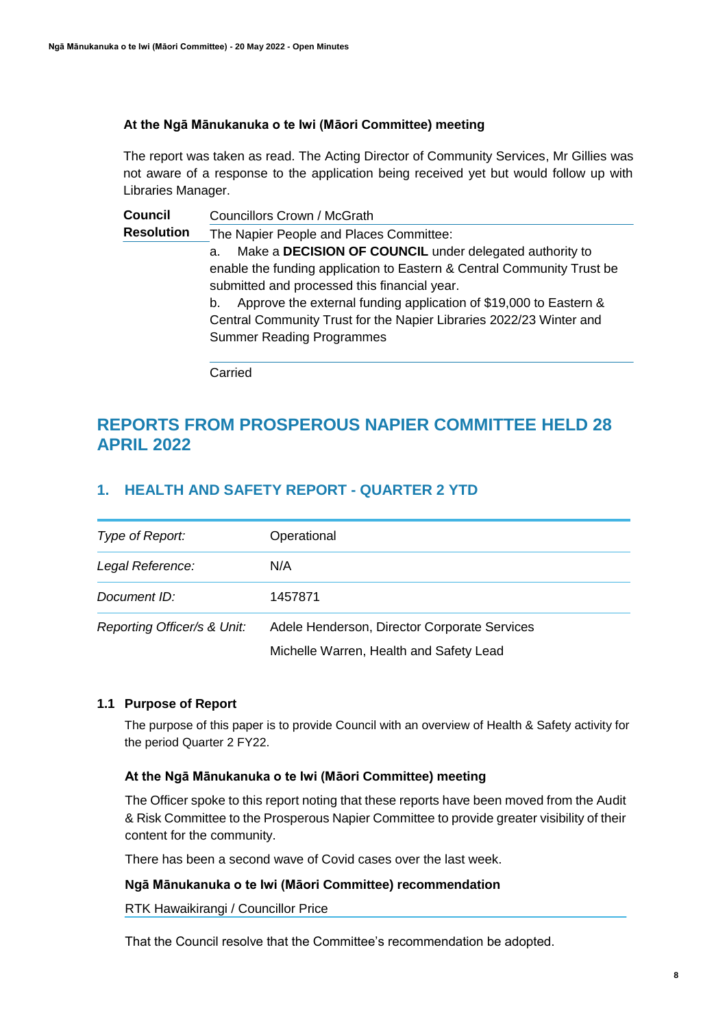**At the Ngā Mānukanuka o te Iwi (Māori Committee) meeting**

The report was taken as read. The Acting Director of Community Services, Mr Gillies was not aware of a response to the application being received yet but would follow up with Libraries Manager.

| **Council Resolution** | Councillors Crown / McGrath |
|---|---|
| | The Napier People and Places Committee:<br>a. Make a **DECISION OF COUNCIL** under delegated authority to enable the funding application to Eastern & Central Community Trust be submitted and processed this financial year.<br>b. Approve the external funding application of $19,000 to Eastern & Central Community Trust for the Napier Libraries 2022/23 Winter and Summer Reading Programmes |
| | Carried |

## REPORTS FROM PROSPEROUS NAPIER COMMITTEE HELD 28 APRIL 2022

### 1. HEALTH AND SAFETY REPORT - QUARTER 2 YTD

| | |
|---|---|
| *Type of Report:* | Operational |
| *Legal Reference:* | N/A |
| *Document ID:* | 1457871 |
| *Reporting Officer/s & Unit:* | Adele Henderson, Director Corporate Services<br>Michelle Warren, Health and Safety Lead |

**1.1 Purpose of Report**

The purpose of this paper is to provide Council with an overview of Health & Safety activity for the period Quarter 2 FY22.

**At the Ngā Mānukanuka o te Iwi (Māori Committee) meeting**

The Officer spoke to this report noting that these reports have been moved from the Audit & Risk Committee to the Prosperous Napier Committee to provide greater visibility of their content for the community.

There has been a second wave of Covid cases over the last week.

**Ngā Mānukanuka o te Iwi (Māori Committee) recommendation**

RTK Hawaikirangi / Councillor Price

That the Council resolve that the Committee's recommendation be adopted.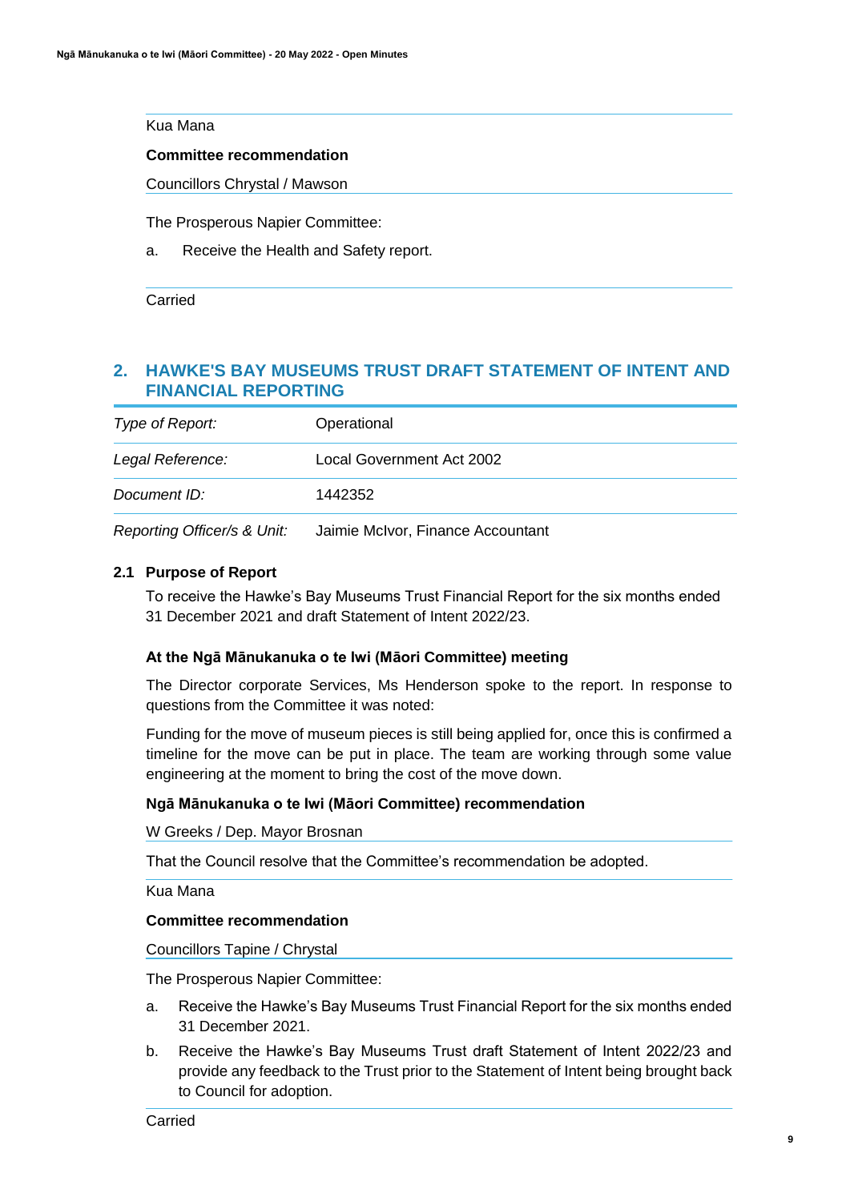Kua Mana

**Committee recommendation**

Councillors Chrystal / Mawson

The Prosperous Napier Committee:

a. Receive the Health and Safety report.

Carried

## 2. HAWKE'S BAY MUSEUMS TRUST DRAFT STATEMENT OF INTENT AND FINANCIAL REPORTING

| *Type of Report:* | Operational |
|---|---|
| *Legal Reference:* | Local Government Act 2002 |
| *Document ID:* | 1442352 |
| *Reporting Officer/s & Unit:* | Jaimie McIvor, Finance Accountant |

### 2.1 Purpose of Report

To receive the Hawke's Bay Museums Trust Financial Report for the six months ended 31 December 2021 and draft Statement of Intent 2022/23.

**At the Ngā Mānukanuka o te Iwi (Māori Committee) meeting**

The Director corporate Services, Ms Henderson spoke to the report. In response to questions from the Committee it was noted:

Funding for the move of museum pieces is still being applied for, once this is confirmed a timeline for the move can be put in place. The team are working through some value engineering at the moment to bring the cost of the move down.

**Ngā Mānukanuka o te Iwi (Māori Committee) recommendation**

W Greeks / Dep. Mayor Brosnan

That the Council resolve that the Committee's recommendation be adopted.

Kua Mana

**Committee recommendation**

Councillors Tapine / Chrystal

The Prosperous Napier Committee:

a. Receive the Hawke's Bay Museums Trust Financial Report for the six months ended 31 December 2021.

b. Receive the Hawke's Bay Museums Trust draft Statement of Intent 2022/23 and provide any feedback to the Trust prior to the Statement of Intent being brought back to Council for adoption.

Carried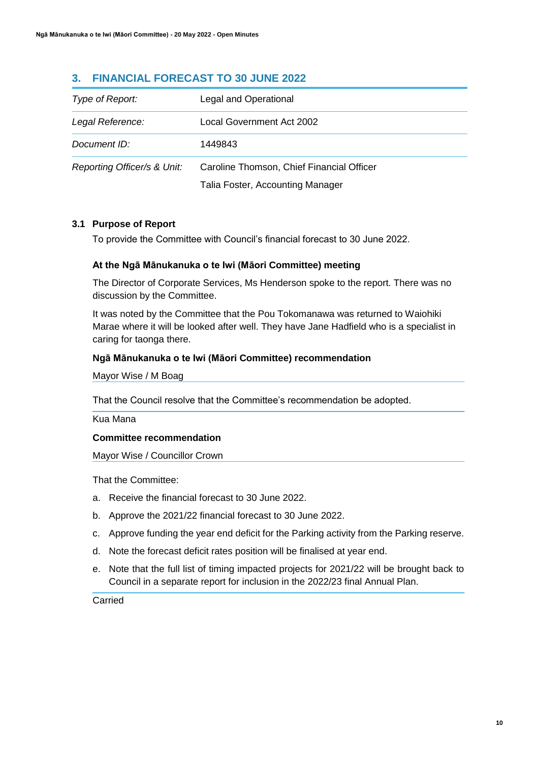## 3. FINANCIAL FORECAST TO 30 JUNE 2022

| | |
|---|---|
| *Type of Report:* | Legal and Operational |
| *Legal Reference:* | Local Government Act 2002 |
| *Document ID:* | 1449843 |
| *Reporting Officer/s & Unit:* | Caroline Thomson, Chief Financial Officer<br>Talia Foster, Accounting Manager |

### 3.1 Purpose of Report

To provide the Committee with Council's financial forecast to 30 June 2022.

**At the Ngā Mānukanuka o te Iwi (Māori Committee) meeting**

The Director of Corporate Services, Ms Henderson spoke to the report. There was no discussion by the Committee.

It was noted by the Committee that the Pou Tokomanawa was returned to Waiohiki Marae where it will be looked after well. They have Jane Hadfield who is a specialist in caring for taonga there.

**Ngā Mānukanuka o te Iwi (Māori Committee) recommendation**

Mayor Wise / M Boag

That the Council resolve that the Committee's recommendation be adopted.

Kua Mana

**Committee recommendation**

Mayor Wise / Councillor Crown

That the Committee:

a. Receive the financial forecast to 30 June 2022.

b. Approve the 2021/22 financial forecast to 30 June 2022.

c. Approve funding the year end deficit for the Parking activity from the Parking reserve.

d. Note the forecast deficit rates position will be finalised at year end.

e. Note that the full list of timing impacted projects for 2021/22 will be brought back to Council in a separate report for inclusion in the 2022/23 final Annual Plan.

Carried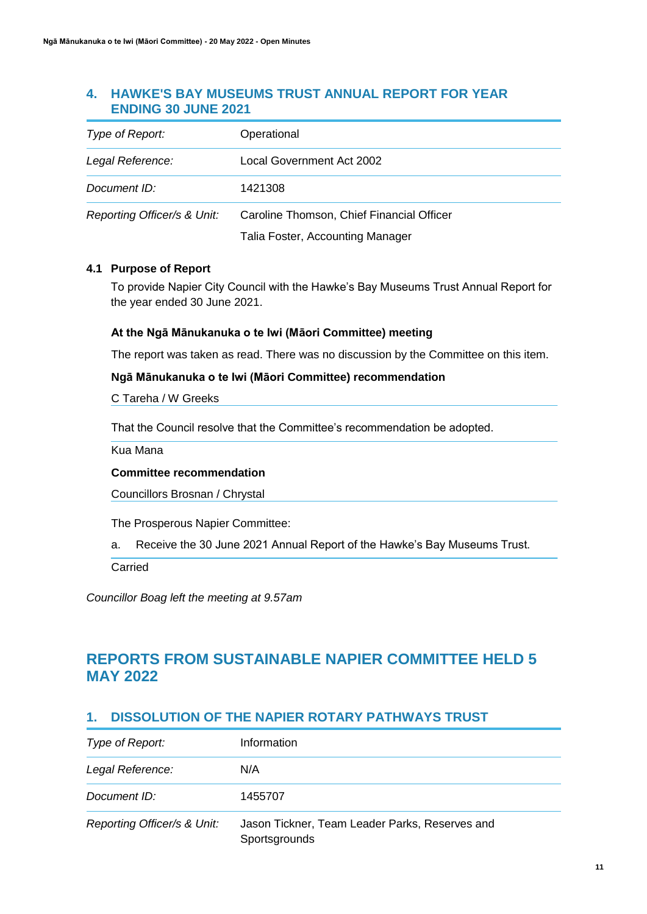## 4. HAWKE'S BAY MUSEUMS TRUST ANNUAL REPORT FOR YEAR ENDING 30 JUNE 2021

| | |
|---|---|
| *Type of Report:* | Operational |
| *Legal Reference:* | Local Government Act 2002 |
| *Document ID:* | 1421308 |
| *Reporting Officer/s & Unit:* | Caroline Thomson, Chief Financial Officer<br>Talia Foster, Accounting Manager |

### 4.1 Purpose of Report

To provide Napier City Council with the Hawke's Bay Museums Trust Annual Report for the year ended 30 June 2021.

**At the Ngā Mānukanuka o te Iwi (Māori Committee) meeting**

The report was taken as read. There was no discussion by the Committee on this item.

**Ngā Mānukanuka o te Iwi (Māori Committee) recommendation**

C Tareha / W Greeks

That the Council resolve that the Committee's recommendation be adopted.

Kua Mana

**Committee recommendation**

Councillors Brosnan / Chrystal

The Prosperous Napier Committee:

a. Receive the 30 June 2021 Annual Report of the Hawke's Bay Museums Trust.

Carried

*Councillor Boag left the meeting at 9.57am*

# REPORTS FROM SUSTAINABLE NAPIER COMMITTEE HELD 5 MAY 2022

## 1. DISSOLUTION OF THE NAPIER ROTARY PATHWAYS TRUST

| | |
|---|---|
| *Type of Report:* | Information |
| *Legal Reference:* | N/A |
| *Document ID:* | 1455707 |
| *Reporting Officer/s & Unit:* | Jason Tickner, Team Leader Parks, Reserves and Sportsgrounds |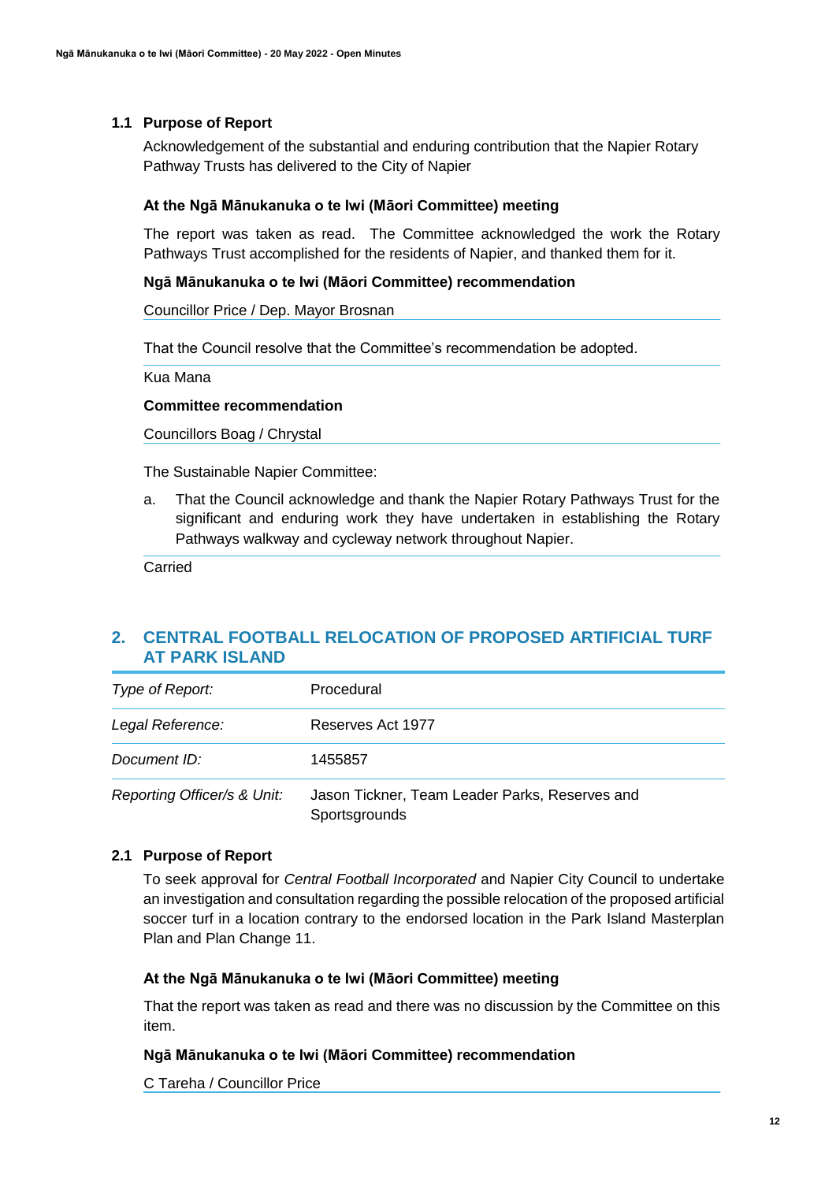### 1.1 Purpose of Report

Acknowledgement of the substantial and enduring contribution that the Napier Rotary Pathway Trusts has delivered to the City of Napier

**At the Ngā Mānukanuka o te Iwi (Māori Committee) meeting**

The report was taken as read. The Committee acknowledged the work the Rotary Pathways Trust accomplished for the residents of Napier, and thanked them for it.

**Ngā Mānukanuka o te Iwi (Māori Committee) recommendation**

Councillor Price / Dep. Mayor Brosnan

That the Council resolve that the Committee's recommendation be adopted.

Kua Mana

**Committee recommendation**

Councillors Boag / Chrystal

The Sustainable Napier Committee:

a. That the Council acknowledge and thank the Napier Rotary Pathways Trust for the significant and enduring work they have undertaken in establishing the Rotary Pathways walkway and cycleway network throughout Napier.

Carried

## 2. CENTRAL FOOTBALL RELOCATION OF PROPOSED ARTIFICIAL TURF AT PARK ISLAND

| | |
|---|---|
| *Type of Report:* | Procedural |
| *Legal Reference:* | Reserves Act 1977 |
| *Document ID:* | 1455857 |
| *Reporting Officer/s & Unit:* | Jason Tickner, Team Leader Parks, Reserves and Sportsgrounds |

### 2.1 Purpose of Report

To seek approval for *Central Football Incorporated* and Napier City Council to undertake an investigation and consultation regarding the possible relocation of the proposed artificial soccer turf in a location contrary to the endorsed location in the Park Island Masterplan Plan and Plan Change 11.

**At the Ngā Mānukanuka o te Iwi (Māori Committee) meeting**

That the report was taken as read and there was no discussion by the Committee on this item.

**Ngā Mānukanuka o te Iwi (Māori Committee) recommendation**

C Tareha / Councillor Price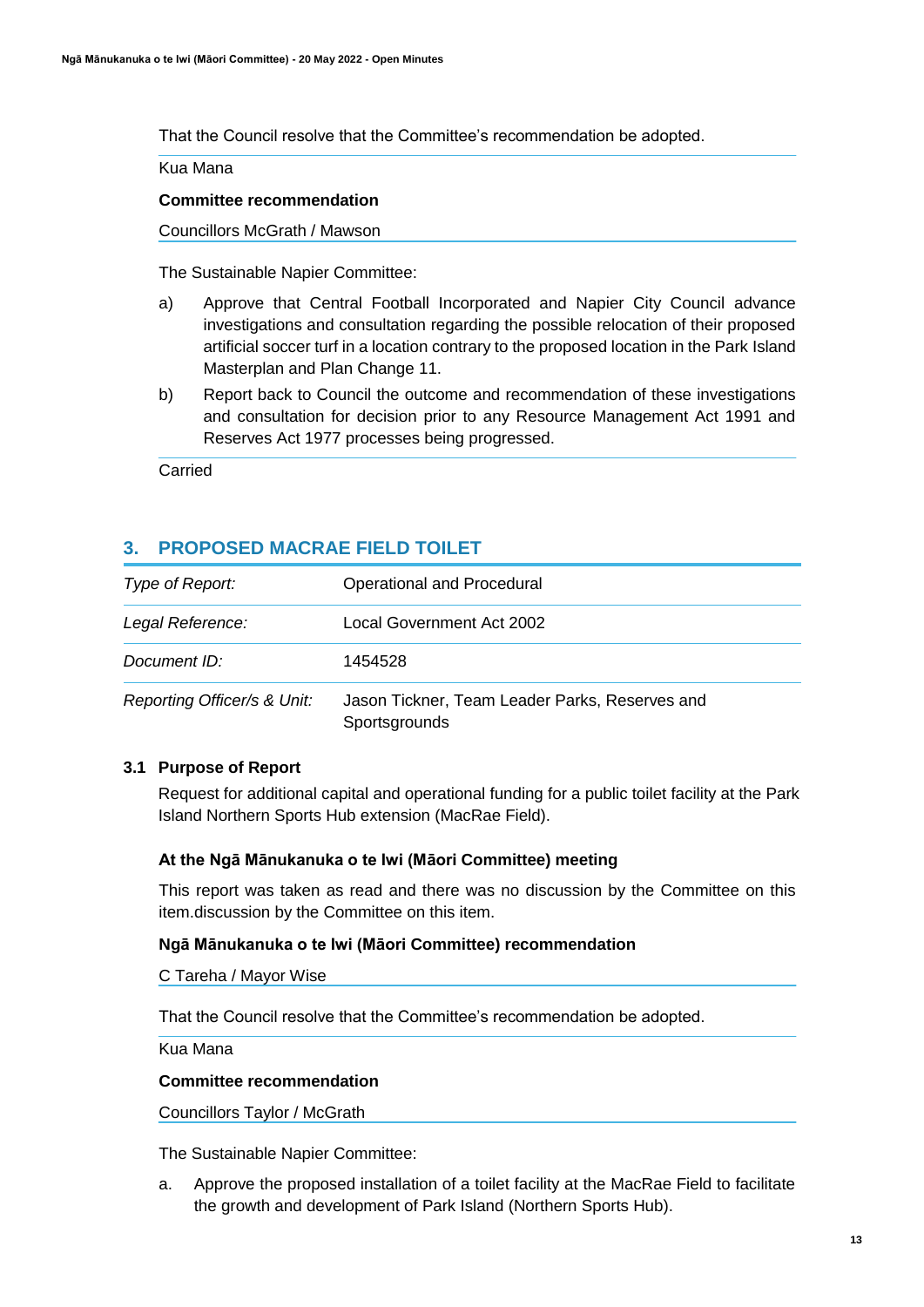That the Council resolve that the Committee's recommendation be adopted.

Kua Mana

**Committee recommendation**

Councillors McGrath / Mawson

The Sustainable Napier Committee:

a) Approve that Central Football Incorporated and Napier City Council advance investigations and consultation regarding the possible relocation of their proposed artificial soccer turf in a location contrary to the proposed location in the Park Island Masterplan and Plan Change 11.

b) Report back to Council the outcome and recommendation of these investigations and consultation for decision prior to any Resource Management Act 1991 and Reserves Act 1977 processes being progressed.

Carried

## 3. PROPOSED MACRAE FIELD TOILET

| | |
|---|---|
| *Type of Report:* | Operational and Procedural |
| *Legal Reference:* | Local Government Act 2002 |
| *Document ID:* | 1454528 |
| *Reporting Officer/s & Unit:* | Jason Tickner, Team Leader Parks, Reserves and Sportsgrounds |

### 3.1 Purpose of Report

Request for additional capital and operational funding for a public toilet facility at the Park Island Northern Sports Hub extension (MacRae Field).

**At the Ngā Mānukanuka o te Iwi (Māori Committee) meeting**

This report was taken as read and there was no discussion by the Committee on this item.discussion by the Committee on this item.

**Ngā Mānukanuka o te Iwi (Māori Committee) recommendation**

C Tareha / Mayor Wise

That the Council resolve that the Committee's recommendation be adopted.

Kua Mana

**Committee recommendation**

Councillors Taylor / McGrath

The Sustainable Napier Committee:

a. Approve the proposed installation of a toilet facility at the MacRae Field to facilitate the growth and development of Park Island (Northern Sports Hub).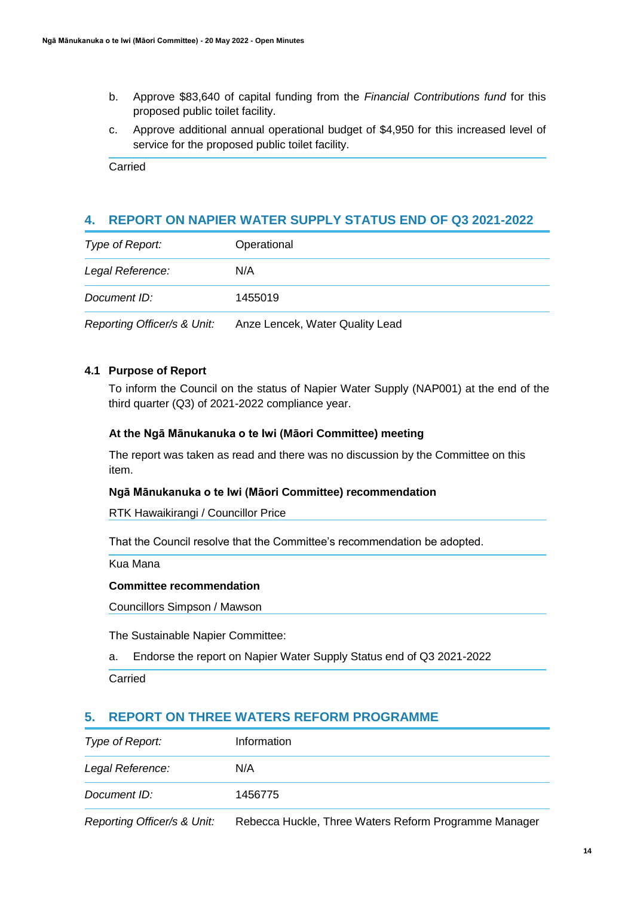b. Approve $83,640 of capital funding from the *Financial Contributions fund* for this proposed public toilet facility.

c. Approve additional annual operational budget of $4,950 for this increased level of service for the proposed public toilet facility.

Carried

## 4. REPORT ON NAPIER WATER SUPPLY STATUS END OF Q3 2021-2022

| | |
|---|---|
| *Type of Report:* | Operational |
| *Legal Reference:* | N/A |
| *Document ID:* | 1455019 |
| *Reporting Officer/s & Unit:* | Anze Lencek, Water Quality Lead |

### 4.1 Purpose of Report

To inform the Council on the status of Napier Water Supply (NAP001) at the end of the third quarter (Q3) of 2021-2022 compliance year.

**At the Ngā Mānukanuka o te Iwi (Māori Committee) meeting**

The report was taken as read and there was no discussion by the Committee on this item.

**Ngā Mānukanuka o te Iwi (Māori Committee) recommendation**

RTK Hawaikirangi / Councillor Price

That the Council resolve that the Committee's recommendation be adopted.

Kua Mana

**Committee recommendation**

Councillors Simpson / Mawson

The Sustainable Napier Committee:

a. Endorse the report on Napier Water Supply Status end of Q3 2021-2022

Carried

## 5. REPORT ON THREE WATERS REFORM PROGRAMME

| | |
|---|---|
| *Type of Report:* | Information |
| *Legal Reference:* | N/A |
| *Document ID:* | 1456775 |
| *Reporting Officer/s & Unit:* | Rebecca Huckle, Three Waters Reform Programme Manager |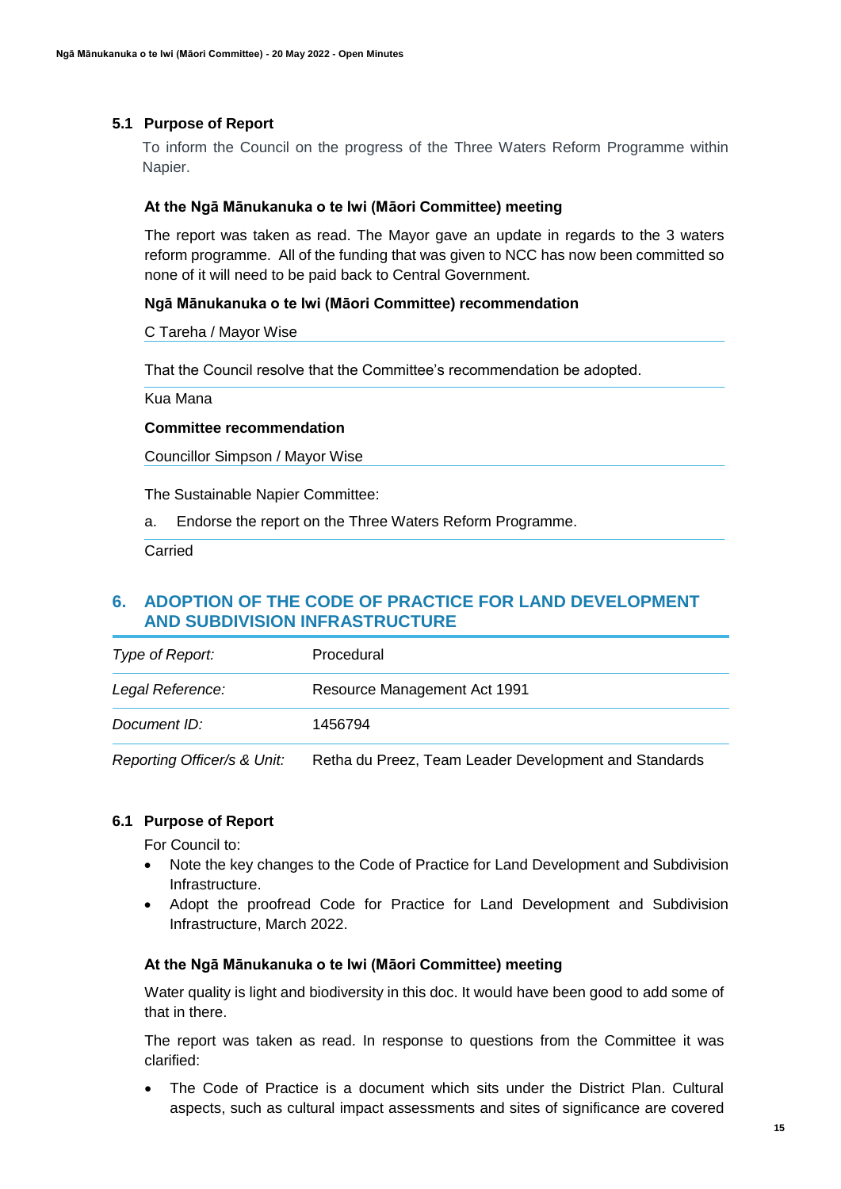### 5.1 Purpose of Report

To inform the Council on the progress of the Three Waters Reform Programme within Napier.

**At the Ngā Mānukanuka o te Iwi (Māori Committee) meeting**

The report was taken as read. The Mayor gave an update in regards to the 3 waters reform programme. All of the funding that was given to NCC has now been committed so none of it will need to be paid back to Central Government.

**Ngā Mānukanuka o te Iwi (Māori Committee) recommendation**

C Tareha / Mayor Wise

That the Council resolve that the Committee's recommendation be adopted.

Kua Mana

**Committee recommendation**

Councillor Simpson / Mayor Wise

The Sustainable Napier Committee:

a. Endorse the report on the Three Waters Reform Programme.

Carried

## 6. ADOPTION OF THE CODE OF PRACTICE FOR LAND DEVELOPMENT AND SUBDIVISION INFRASTRUCTURE

| | |
|---|---|
| *Type of Report:* | Procedural |
| *Legal Reference:* | Resource Management Act 1991 |
| *Document ID:* | 1456794 |
| *Reporting Officer/s & Unit:* | Retha du Preez, Team Leader Development and Standards |

### 6.1 Purpose of Report

For Council to:

- Note the key changes to the Code of Practice for Land Development and Subdivision Infrastructure.
- Adopt the proofread Code for Practice for Land Development and Subdivision Infrastructure, March 2022.

**At the Ngā Mānukanuka o te Iwi (Māori Committee) meeting**

Water quality is light and biodiversity in this doc. It would have been good to add some of that in there.

The report was taken as read. In response to questions from the Committee it was clarified:

- The Code of Practice is a document which sits under the District Plan. Cultural aspects, such as cultural impact assessments and sites of significance are covered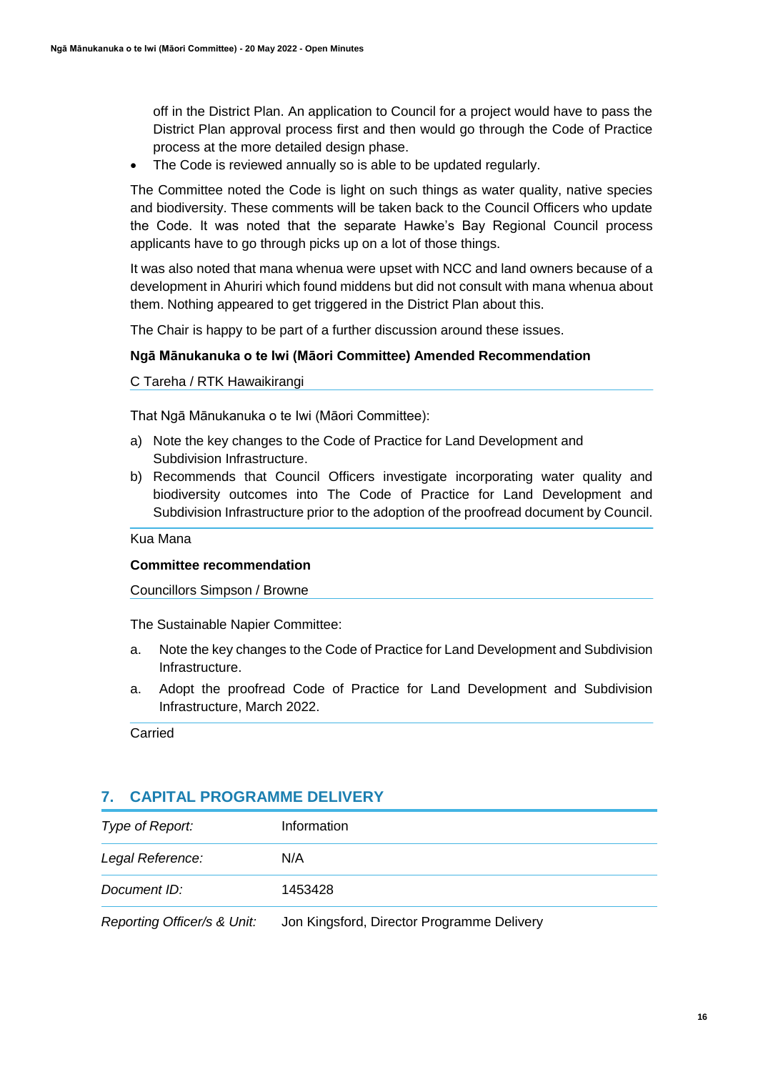off in the District Plan. An application to Council for a project would have to pass the District Plan approval process first and then would go through the Code of Practice process at the more detailed design phase.

- The Code is reviewed annually so is able to be updated regularly.

The Committee noted the Code is light on such things as water quality, native species and biodiversity. These comments will be taken back to the Council Officers who update the Code. It was noted that the separate Hawke's Bay Regional Council process applicants have to go through picks up on a lot of those things.

It was also noted that mana whenua were upset with NCC and land owners because of a development in Ahuriri which found middens but did not consult with mana whenua about them. Nothing appeared to get triggered in the District Plan about this.

The Chair is happy to be part of a further discussion around these issues.

**Ngā Mānukanuka o te Iwi (Māori Committee) Amended Recommendation**

C Tareha / RTK Hawaikirangi

That Ngā Mānukanuka o te Iwi (Māori Committee):

a) Note the key changes to the Code of Practice for Land Development and Subdivision Infrastructure.

b) Recommends that Council Officers investigate incorporating water quality and biodiversity outcomes into The Code of Practice for Land Development and Subdivision Infrastructure prior to the adoption of the proofread document by Council.

Kua Mana

**Committee recommendation**

Councillors Simpson / Browne

The Sustainable Napier Committee:

a. Note the key changes to the Code of Practice for Land Development and Subdivision Infrastructure.

a. Adopt the proofread Code of Practice for Land Development and Subdivision Infrastructure, March 2022.

Carried

## 7. CAPITAL PROGRAMME DELIVERY

| | |
|---|---|
| *Type of Report:* | Information |
| *Legal Reference:* | N/A |
| *Document ID:* | 1453428 |
| *Reporting Officer/s & Unit:* | Jon Kingsford, Director Programme Delivery |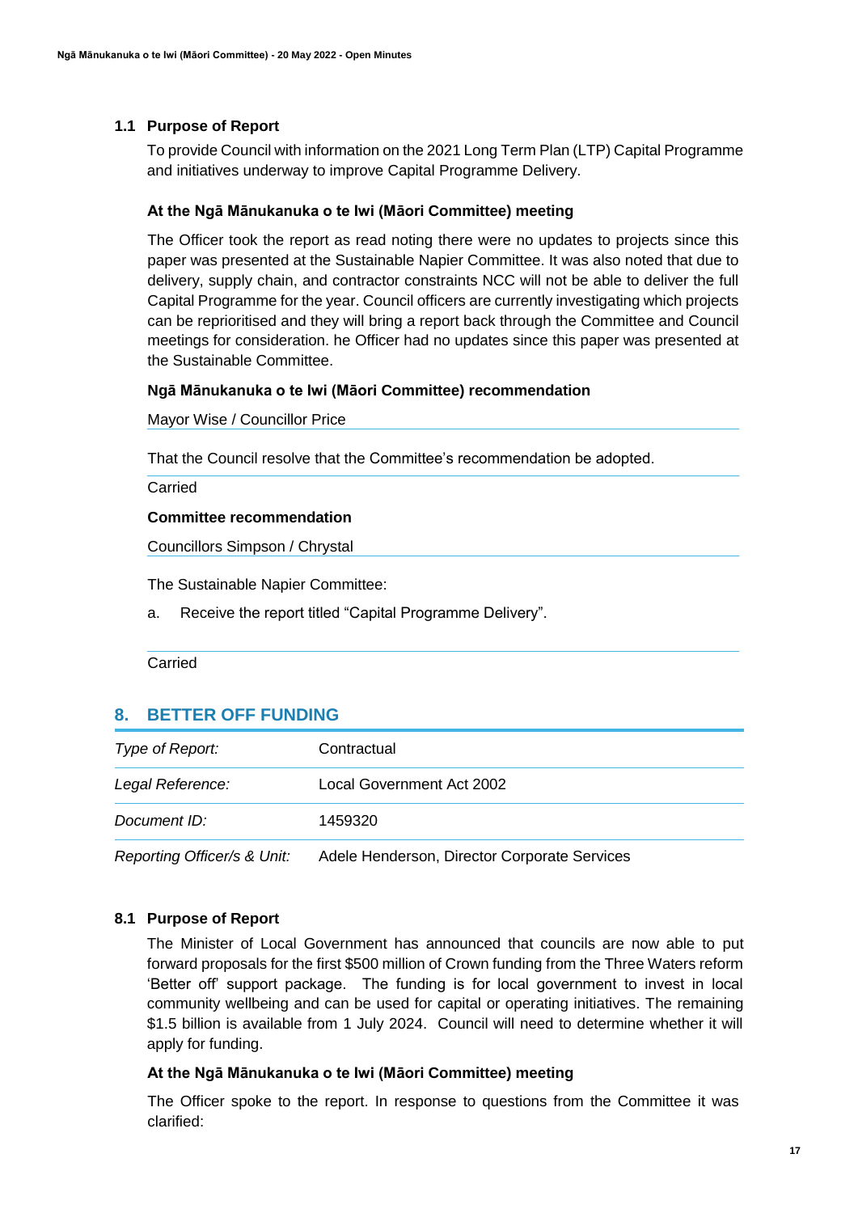### 1.1 Purpose of Report

To provide Council with information on the 2021 Long Term Plan (LTP) Capital Programme and initiatives underway to improve Capital Programme Delivery.

**At the Ngā Mānukanuka o te Iwi (Māori Committee) meeting**

The Officer took the report as read noting there were no updates to projects since this paper was presented at the Sustainable Napier Committee. It was also noted that due to delivery, supply chain, and contractor constraints NCC will not be able to deliver the full Capital Programme for the year. Council officers are currently investigating which projects can be reprioritised and they will bring a report back through the Committee and Council meetings for consideration. he Officer had no updates since this paper was presented at the Sustainable Committee.

**Ngā Mānukanuka o te Iwi (Māori Committee) recommendation**

Mayor Wise / Councillor Price

That the Council resolve that the Committee's recommendation be adopted.

Carried

**Committee recommendation**

Councillors Simpson / Chrystal

The Sustainable Napier Committee:

a. Receive the report titled "Capital Programme Delivery".

Carried

## 8. BETTER OFF FUNDING

| | |
|---|---|
| *Type of Report:* | Contractual |
| *Legal Reference:* | Local Government Act 2002 |
| *Document ID:* | 1459320 |
| *Reporting Officer/s & Unit:* | Adele Henderson, Director Corporate Services |

### 8.1 Purpose of Report

The Minister of Local Government has announced that councils are now able to put forward proposals for the first $500 million of Crown funding from the Three Waters reform 'Better off' support package. The funding is for local government to invest in local community wellbeing and can be used for capital or operating initiatives. The remaining $1.5 billion is available from 1 July 2024. Council will need to determine whether it will apply for funding.

**At the Ngā Mānukanuka o te Iwi (Māori Committee) meeting**

The Officer spoke to the report. In response to questions from the Committee it was clarified: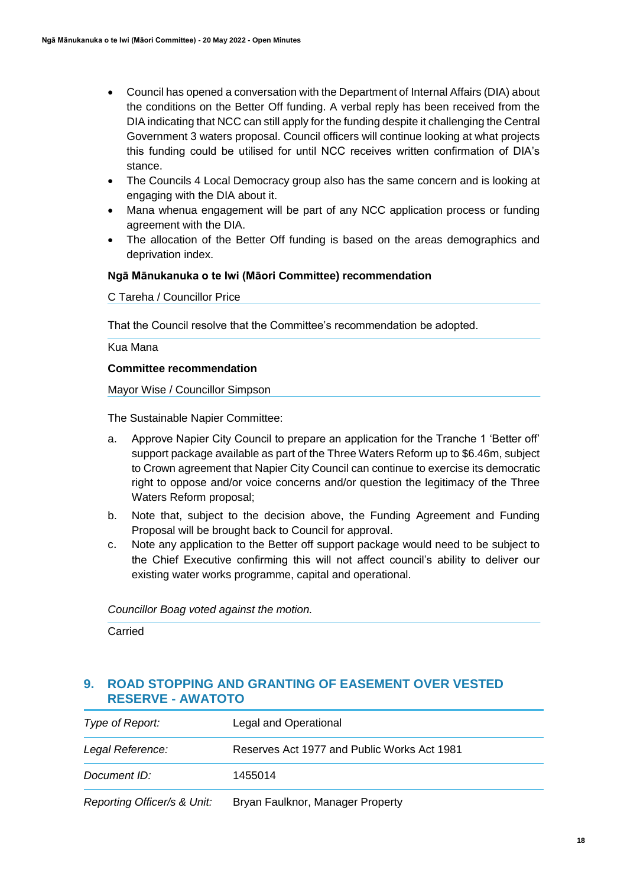- Council has opened a conversation with the Department of Internal Affairs (DIA) about the conditions on the Better Off funding. A verbal reply has been received from the DIA indicating that NCC can still apply for the funding despite it challenging the Central Government 3 waters proposal. Council officers will continue looking at what projects this funding could be utilised for until NCC receives written confirmation of DIA's stance.
- The Councils 4 Local Democracy group also has the same concern and is looking at engaging with the DIA about it.
- Mana whenua engagement will be part of any NCC application process or funding agreement with the DIA.
- The allocation of the Better Off funding is based on the areas demographics and deprivation index.

**Ngā Mānukanuka o te Iwi (Māori Committee) recommendation**

C Tareha / Councillor Price

That the Council resolve that the Committee's recommendation be adopted.

Kua Mana

**Committee recommendation**

Mayor Wise / Councillor Simpson

The Sustainable Napier Committee:

a. Approve Napier City Council to prepare an application for the Tranche 1 'Better off' support package available as part of the Three Waters Reform up to $6.46m, subject to Crown agreement that Napier City Council can continue to exercise its democratic right to oppose and/or voice concerns and/or question the legitimacy of the Three Waters Reform proposal;

b. Note that, subject to the decision above, the Funding Agreement and Funding Proposal will be brought back to Council for approval.

c. Note any application to the Better off support package would need to be subject to the Chief Executive confirming this will not affect council's ability to deliver our existing water works programme, capital and operational.

*Councillor Boag voted against the motion.*

Carried

## 9. ROAD STOPPING AND GRANTING OF EASEMENT OVER VESTED RESERVE - AWATOTO

| | |
|---|---|
| *Type of Report:* | Legal and Operational |
| *Legal Reference:* | Reserves Act 1977 and Public Works Act 1981 |
| *Document ID:* | 1455014 |
| *Reporting Officer/s & Unit:* | Bryan Faulknor, Manager Property |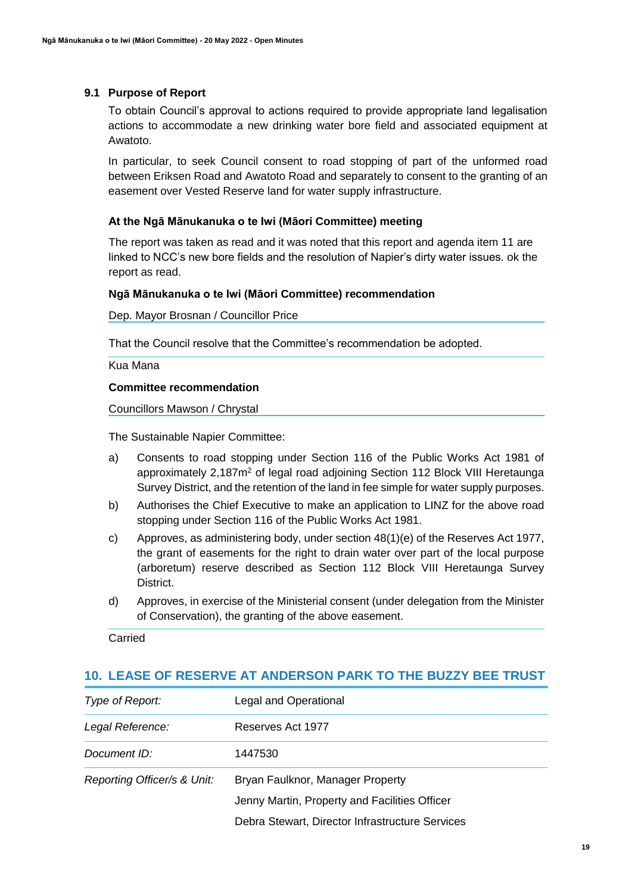### 9.1 Purpose of Report

To obtain Council's approval to actions required to provide appropriate land legalisation actions to accommodate a new drinking water bore field and associated equipment at Awatoto.

In particular, to seek Council consent to road stopping of part of the unformed road between Eriksen Road and Awatoto Road and separately to consent to the granting of an easement over Vested Reserve land for water supply infrastructure.

**At the Ngā Mānukanuka o te Iwi (Māori Committee) meeting**

The report was taken as read and it was noted that this report and agenda item 11 are linked to NCC's new bore fields and the resolution of Napier's dirty water issues. ok the report as read.

**Ngā Mānukanuka o te Iwi (Māori Committee) recommendation**

Dep. Mayor Brosnan / Councillor Price

That the Council resolve that the Committee's recommendation be adopted.

Kua Mana

**Committee recommendation**

Councillors Mawson / Chrystal

The Sustainable Napier Committee:

a) Consents to road stopping under Section 116 of the Public Works Act 1981 of approximately 2,187m$^2$ of legal road adjoining Section 112 Block VIII Heretaunga Survey District, and the retention of the land in fee simple for water supply purposes.

b) Authorises the Chief Executive to make an application to LINZ for the above road stopping under Section 116 of the Public Works Act 1981.

c) Approves, as administering body, under section 48(1)(e) of the Reserves Act 1977, the grant of easements for the right to drain water over part of the local purpose (arboretum) reserve described as Section 112 Block VIII Heretaunga Survey District.

d) Approves, in exercise of the Ministerial consent (under delegation from the Minister of Conservation), the granting of the above easement.

Carried

## 10. LEASE OF RESERVE AT ANDERSON PARK TO THE BUZZY BEE TRUST

| | |
|---|---|
| *Type of Report:* | Legal and Operational |
| *Legal Reference:* | Reserves Act 1977 |
| *Document ID:* | 1447530 |
| *Reporting Officer/s & Unit:* | Bryan Faulknor, Manager Property<br>Jenny Martin, Property and Facilities Officer<br>Debra Stewart, Director Infrastructure Services |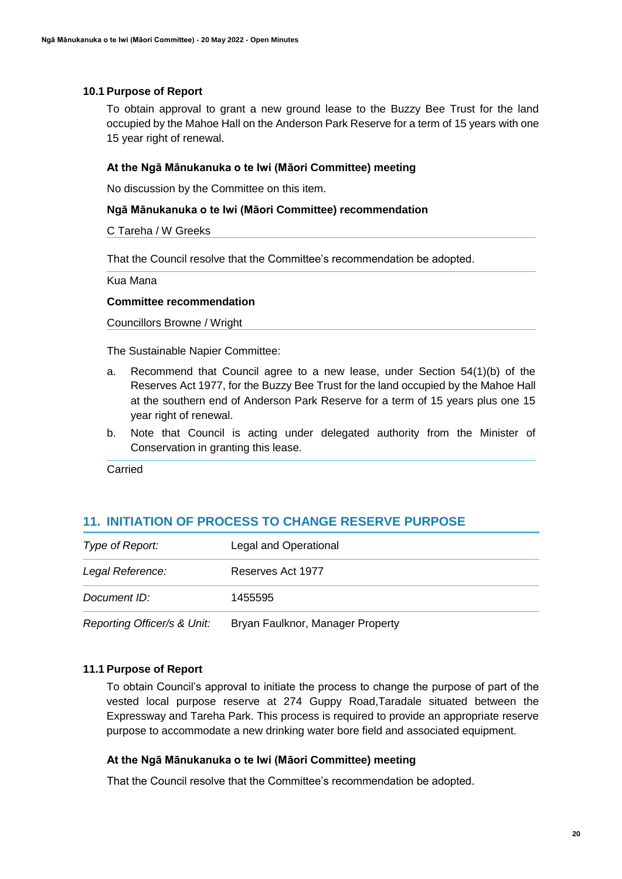### 10.1 Purpose of Report

To obtain approval to grant a new ground lease to the Buzzy Bee Trust for the land occupied by the Mahoe Hall on the Anderson Park Reserve for a term of 15 years with one 15 year right of renewal.

**At the Ngā Mānukanuka o te Iwi (Māori Committee) meeting**

No discussion by the Committee on this item.

**Ngā Mānukanuka o te Iwi (Māori Committee) recommendation**

C Tareha / W Greeks

That the Council resolve that the Committee's recommendation be adopted.

Kua Mana

**Committee recommendation**

Councillors Browne / Wright

The Sustainable Napier Committee:

a. Recommend that Council agree to a new lease, under Section 54(1)(b) of the Reserves Act 1977, for the Buzzy Bee Trust for the land occupied by the Mahoe Hall at the southern end of Anderson Park Reserve for a term of 15 years plus one 15 year right of renewal.

b. Note that Council is acting under delegated authority from the Minister of Conservation in granting this lease.

Carried

## 11. INITIATION OF PROCESS TO CHANGE RESERVE PURPOSE

| | |
|---|---|
| *Type of Report:* | Legal and Operational |
| *Legal Reference:* | Reserves Act 1977 |
| *Document ID:* | 1455595 |
| *Reporting Officer/s & Unit:* | Bryan Faulknor, Manager Property |

### 11.1 Purpose of Report

To obtain Council's approval to initiate the process to change the purpose of part of the vested local purpose reserve at 274 Guppy Road,Taradale situated between the Expressway and Tareha Park. This process is required to provide an appropriate reserve purpose to accommodate a new drinking water bore field and associated equipment.

**At the Ngā Mānukanuka o te Iwi (Māori Committee) meeting**

That the Council resolve that the Committee's recommendation be adopted.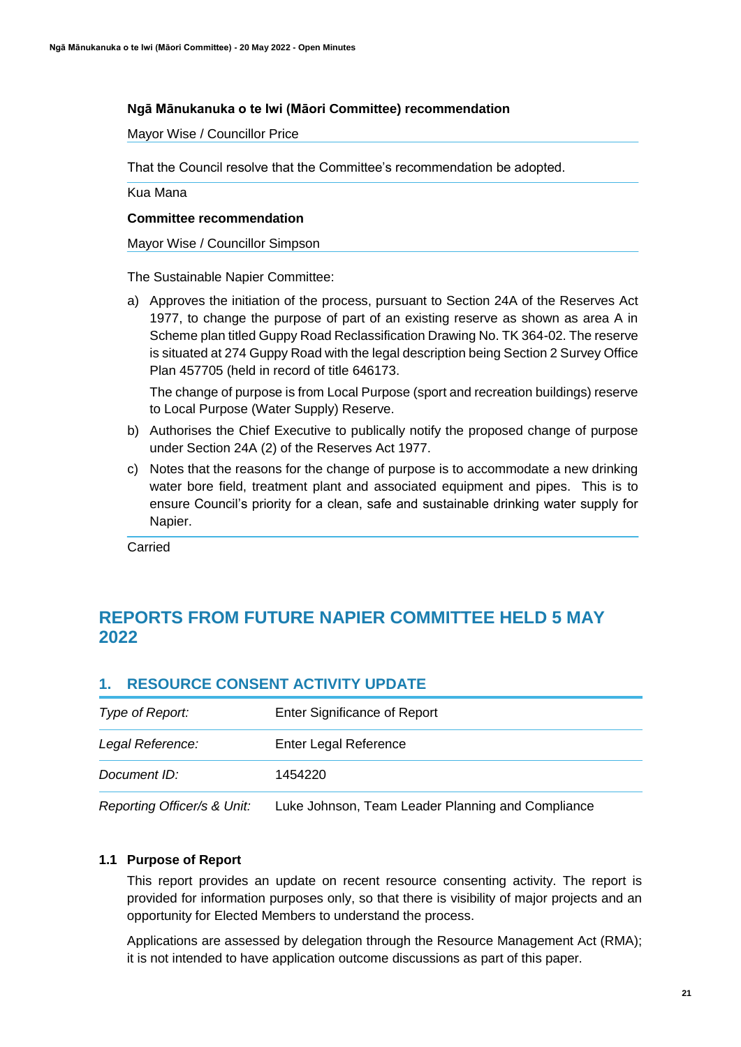**Ngā Mānukanuka o te Iwi (Māori Committee) recommendation**

Mayor Wise / Councillor Price

That the Council resolve that the Committee's recommendation be adopted.

Kua Mana

**Committee recommendation**

Mayor Wise / Councillor Simpson

The Sustainable Napier Committee:

a) Approves the initiation of the process, pursuant to Section 24A of the Reserves Act 1977, to change the purpose of part of an existing reserve as shown as area A in Scheme plan titled Guppy Road Reclassification Drawing No. TK 364-02. The reserve is situated at 274 Guppy Road with the legal description being Section 2 Survey Office Plan 457705 (held in record of title 646173.

   The change of purpose is from Local Purpose (sport and recreation buildings) reserve to Local Purpose (Water Supply) Reserve.

b) Authorises the Chief Executive to publically notify the proposed change of purpose under Section 24A (2) of the Reserves Act 1977.

c) Notes that the reasons for the change of purpose is to accommodate a new drinking water bore field, treatment plant and associated equipment and pipes. This is to ensure Council's priority for a clean, safe and sustainable drinking water supply for Napier.

Carried

# REPORTS FROM FUTURE NAPIER COMMITTEE HELD 5 MAY 2022

## 1. RESOURCE CONSENT ACTIVITY UPDATE

| | |
|---|---|
| *Type of Report:* | Enter Significance of Report |
| *Legal Reference:* | Enter Legal Reference |
| *Document ID:* | 1454220 |
| *Reporting Officer/s & Unit:* | Luke Johnson, Team Leader Planning and Compliance |

### 1.1 Purpose of Report

This report provides an update on recent resource consenting activity. The report is provided for information purposes only, so that there is visibility of major projects and an opportunity for Elected Members to understand the process.

Applications are assessed by delegation through the Resource Management Act (RMA); it is not intended to have application outcome discussions as part of this paper.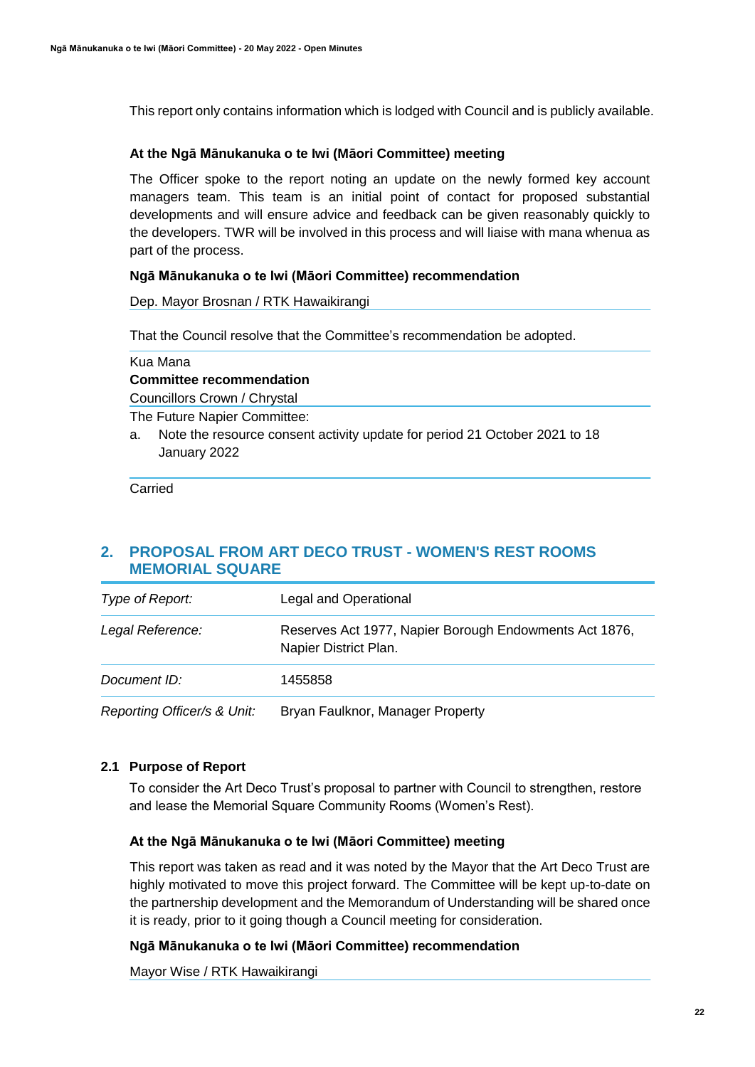This report only contains information which is lodged with Council and is publicly available.

**At the Ngā Mānukanuka o te Iwi (Māori Committee) meeting**

The Officer spoke to the report noting an update on the newly formed key account managers team. This team is an initial point of contact for proposed substantial developments and will ensure advice and feedback can be given reasonably quickly to the developers. TWR will be involved in this process and will liaise with mana whenua as part of the process.

**Ngā Mānukanuka o te Iwi (Māori Committee) recommendation**

Dep. Mayor Brosnan / RTK Hawaikirangi

That the Council resolve that the Committee's recommendation be adopted.

Kua Mana

**Committee recommendation**

Councillors Crown / Chrystal

The Future Napier Committee:

a. Note the resource consent activity update for period 21 October 2021 to 18 January 2022

Carried

## 2. PROPOSAL FROM ART DECO TRUST - WOMEN'S REST ROOMS MEMORIAL SQUARE

| | |
|---|---|
| *Type of Report:* | Legal and Operational |
| *Legal Reference:* | Reserves Act 1977, Napier Borough Endowments Act 1876, Napier District Plan. |
| *Document ID:* | 1455858 |
| *Reporting Officer/s & Unit:* | Bryan Faulknor, Manager Property |

### 2.1 Purpose of Report

To consider the Art Deco Trust's proposal to partner with Council to strengthen, restore and lease the Memorial Square Community Rooms (Women's Rest).

**At the Ngā Mānukanuka o te Iwi (Māori Committee) meeting**

This report was taken as read and it was noted by the Mayor that the Art Deco Trust are highly motivated to move this project forward. The Committee will be kept up-to-date on the partnership development and the Memorandum of Understanding will be shared once it is ready, prior to it going though a Council meeting for consideration.

**Ngā Mānukanuka o te Iwi (Māori Committee) recommendation**

Mayor Wise / RTK Hawaikirangi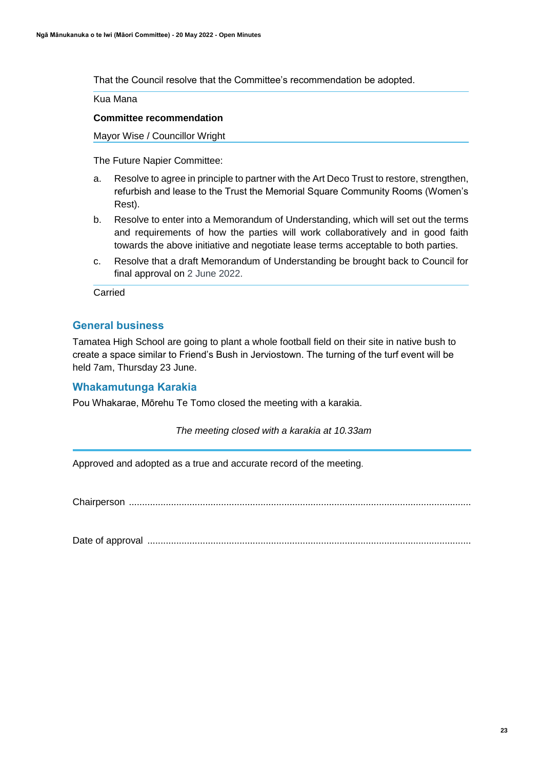That the Council resolve that the Committee's recommendation be adopted.

Kua Mana

**Committee recommendation**

Mayor Wise / Councillor Wright

The Future Napier Committee:

a. Resolve to agree in principle to partner with the Art Deco Trust to restore, strengthen, refurbish and lease to the Trust the Memorial Square Community Rooms (Women's Rest).

b. Resolve to enter into a Memorandum of Understanding, which will set out the terms and requirements of how the parties will work collaboratively and in good faith towards the above initiative and negotiate lease terms acceptable to both parties.

c. Resolve that a draft Memorandum of Understanding be brought back to Council for final approval on 2 June 2022.

Carried

## General business

Tamatea High School are going to plant a whole football field on their site in native bush to create a space similar to Friend's Bush in Jerviostown. The turning of the turf event will be held 7am, Thursday 23 June.

## Whakamutunga Karakia

Pou Whakarae, Mōrehu Te Tomo closed the meeting with a karakia.

*The meeting closed with a karakia at 10.33am*

---

Approved and adopted as a true and accurate record of the meeting.

Chairperson ..............................................................................................................

Date of approval .......................................................................................................